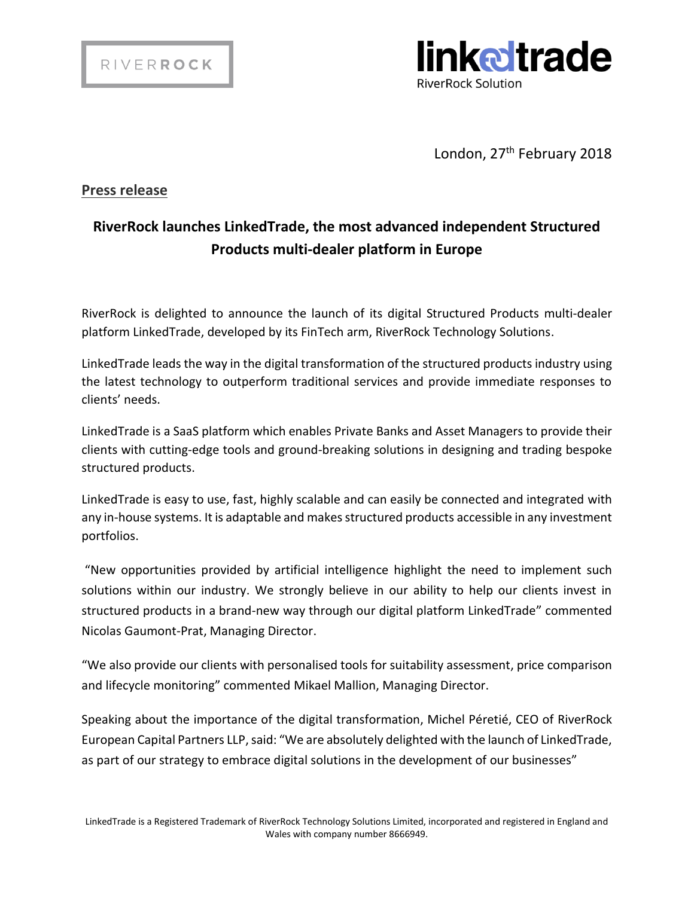RIVERROCK

linkedtrade
RiverRock Solution

London, 27th February 2018

**Press release**

## RiverRock launches LinkedTrade, the most advanced independent Structured Products multi-dealer platform in Europe

RiverRock is delighted to announce the launch of its digital Structured Products multi-dealer platform LinkedTrade, developed by its FinTech arm, RiverRock Technology Solutions.

LinkedTrade leads the way in the digital transformation of the structured products industry using the latest technology to outperform traditional services and provide immediate responses to clients' needs.

LinkedTrade is a SaaS platform which enables Private Banks and Asset Managers to provide their clients with cutting-edge tools and ground-breaking solutions in designing and trading bespoke structured products.

LinkedTrade is easy to use, fast, highly scalable and can easily be connected and integrated with any in-house systems. It is adaptable and makes structured products accessible in any investment portfolios.

"New opportunities provided by artificial intelligence highlight the need to implement such solutions within our industry. We strongly believe in our ability to help our clients invest in structured products in a brand-new way through our digital platform LinkedTrade" commented Nicolas Gaumont-Prat, Managing Director.

"We also provide our clients with personalised tools for suitability assessment, price comparison and lifecycle monitoring" commented Mikael Mallion, Managing Director.

Speaking about the importance of the digital transformation, Michel Péretié, CEO of RiverRock European Capital Partners LLP, said: "We are absolutely delighted with the launch of LinkedTrade, as part of our strategy to embrace digital solutions in the development of our businesses"

LinkedTrade is a Registered Trademark of RiverRock Technology Solutions Limited, incorporated and registered in England and Wales with company number 8666949.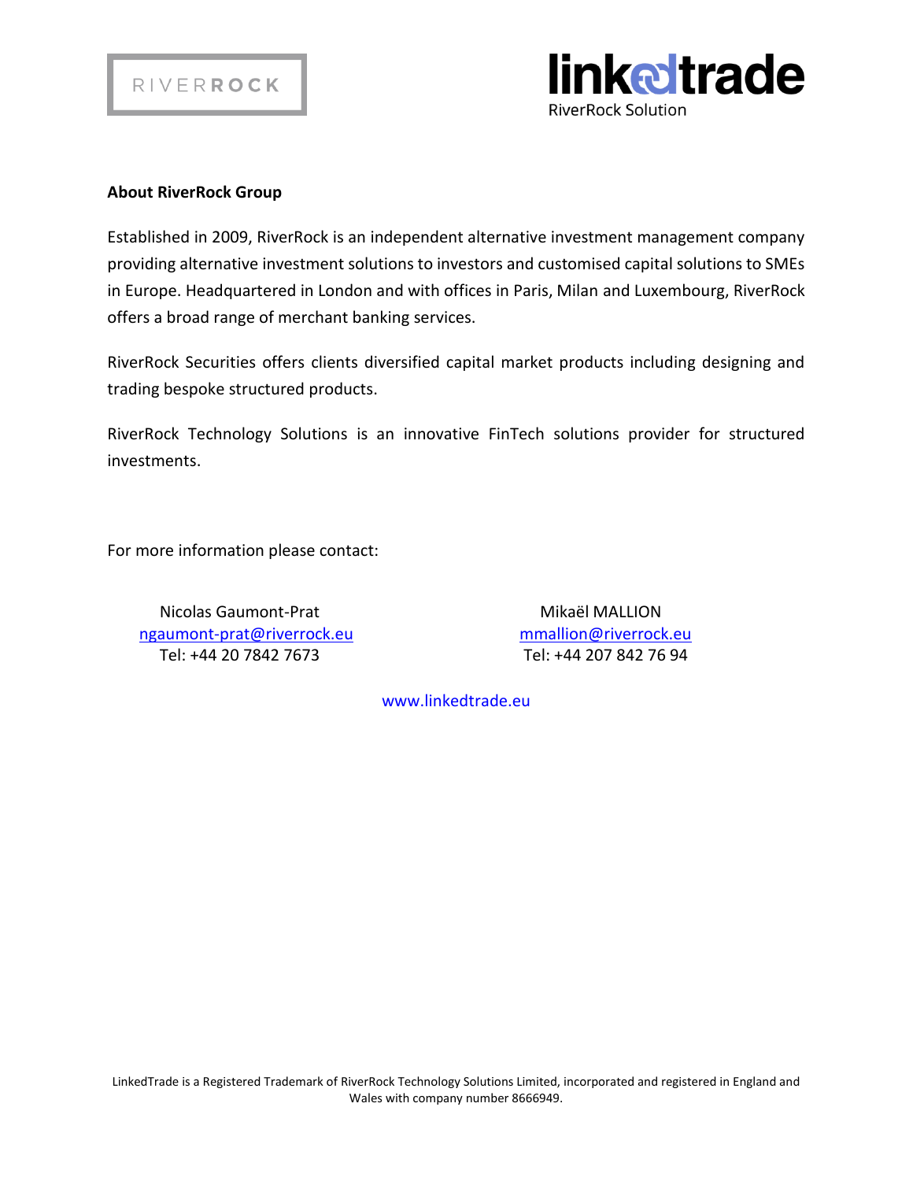RIVERROCK

linkedtrade
RiverRock Solution

**About RiverRock Group**

Established in 2009, RiverRock is an independent alternative investment management company providing alternative investment solutions to investors and customised capital solutions to SMEs in Europe. Headquartered in London and with offices in Paris, Milan and Luxembourg, RiverRock offers a broad range of merchant banking services.

RiverRock Securities offers clients diversified capital market products including designing and trading bespoke structured products.

RiverRock Technology Solutions is an innovative FinTech solutions provider for structured investments.

For more information please contact:

Nicolas Gaumont-Prat
ngaumont-prat@riverrock.eu
Tel: +44 20 7842 7673

Mikaël MALLION
mmallion@riverrock.eu
Tel: +44 207 842 76 94

www.linkedtrade.eu

LinkedTrade is a Registered Trademark of RiverRock Technology Solutions Limited, incorporated and registered in England and Wales with company number 8666949.